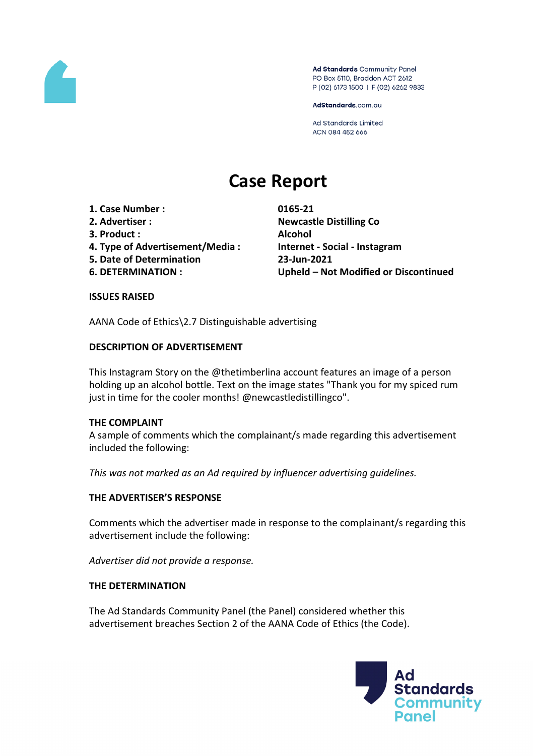Ad Standards Community Panel
PO Box 5110, Braddon ACT 2612
P (02) 6173 1500 | F (02) 6262 9833

AdStandards.com.au

Ad Standards Limited
ACN 084 452 666

# Case Report

| | |
|---|---|
| **1. Case Number :** | **0165-21** |
| **2. Advertiser :** | **Newcastle Distilling Co** |
| **3. Product :** | **Alcohol** |
| **4. Type of Advertisement/Media :** | **Internet - Social - Instagram** |
| **5. Date of Determination** | **23-Jun-2021** |
| **6. DETERMINATION :** | **Upheld – Not Modified or Discontinued** |

## ISSUES RAISED

AANA Code of Ethics\2.7 Distinguishable advertising

## DESCRIPTION OF ADVERTISEMENT

This Instagram Story on the @thetimberlina account features an image of a person holding up an alcohol bottle. Text on the image states "Thank you for my spiced rum just in time for the cooler months! @newcastledistillingco".

## THE COMPLAINT

A sample of comments which the complainant/s made regarding this advertisement included the following:

*This was not marked as an Ad required by influencer advertising guidelines.*

## THE ADVERTISER'S RESPONSE

Comments which the advertiser made in response to the complainant/s regarding this advertisement include the following:

*Advertiser did not provide a response.*

## THE DETERMINATION

The Ad Standards Community Panel (the Panel) considered whether this advertisement breaches Section 2 of the AANA Code of Ethics (the Code).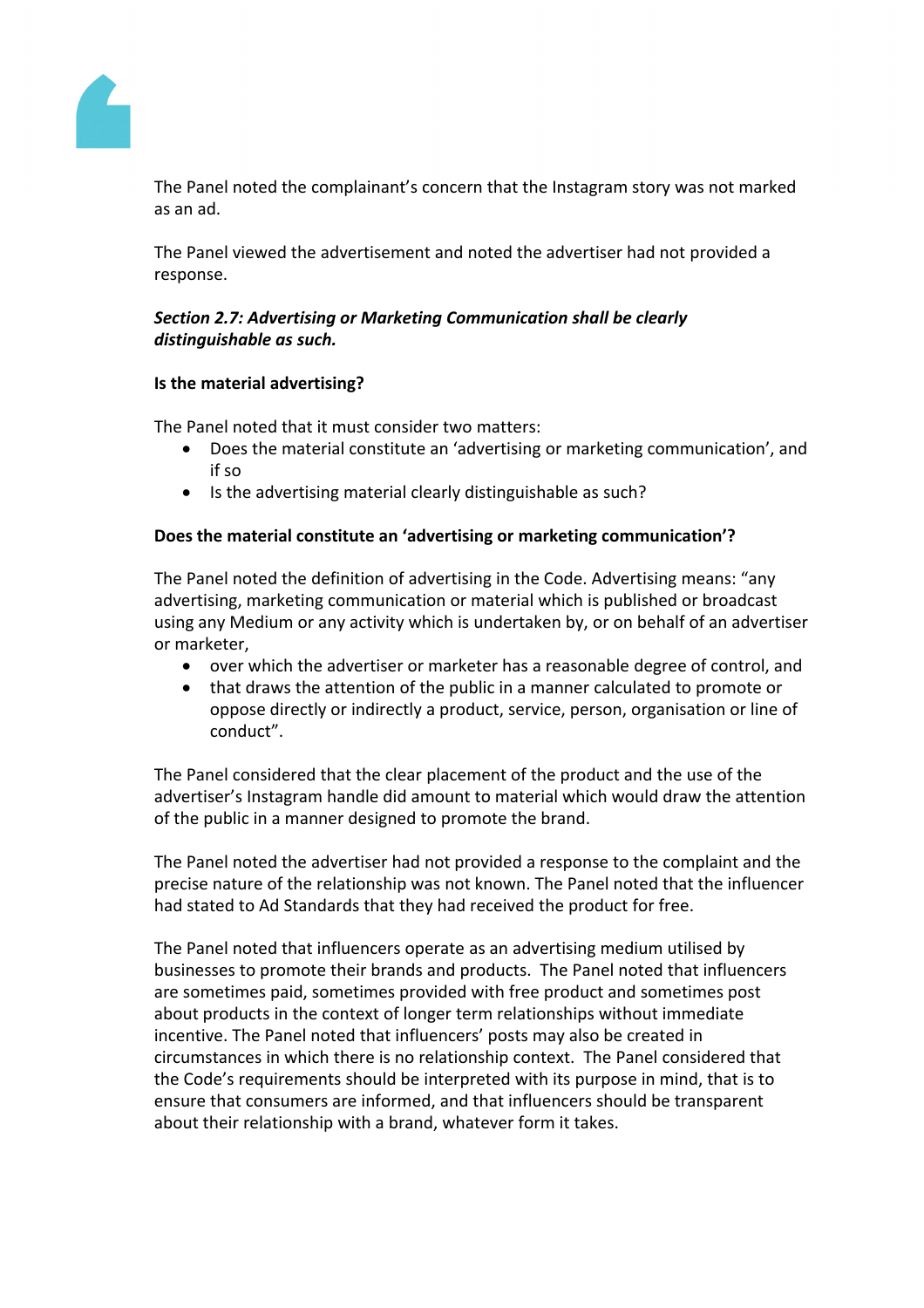The Panel noted the complainant's concern that the Instagram story was not marked as an ad.

The Panel viewed the advertisement and noted the advertiser had not provided a response.

***Section 2.7: Advertising or Marketing Communication shall be clearly distinguishable as such.***

**Is the material advertising?**

The Panel noted that it must consider two matters:

- Does the material constitute an 'advertising or marketing communication', and if so
- Is the advertising material clearly distinguishable as such?

**Does the material constitute an 'advertising or marketing communication'?**

The Panel noted the definition of advertising in the Code. Advertising means: "any advertising, marketing communication or material which is published or broadcast using any Medium or any activity which is undertaken by, or on behalf of an advertiser or marketer,

- over which the advertiser or marketer has a reasonable degree of control, and
- that draws the attention of the public in a manner calculated to promote or oppose directly or indirectly a product, service, person, organisation or line of conduct".

The Panel considered that the clear placement of the product and the use of the advertiser's Instagram handle did amount to material which would draw the attention of the public in a manner designed to promote the brand.

The Panel noted the advertiser had not provided a response to the complaint and the precise nature of the relationship was not known. The Panel noted that the influencer had stated to Ad Standards that they had received the product for free.

The Panel noted that influencers operate as an advertising medium utilised by businesses to promote their brands and products. The Panel noted that influencers are sometimes paid, sometimes provided with free product and sometimes post about products in the context of longer term relationships without immediate incentive. The Panel noted that influencers' posts may also be created in circumstances in which there is no relationship context. The Panel considered that the Code's requirements should be interpreted with its purpose in mind, that is to ensure that consumers are informed, and that influencers should be transparent about their relationship with a brand, whatever form it takes.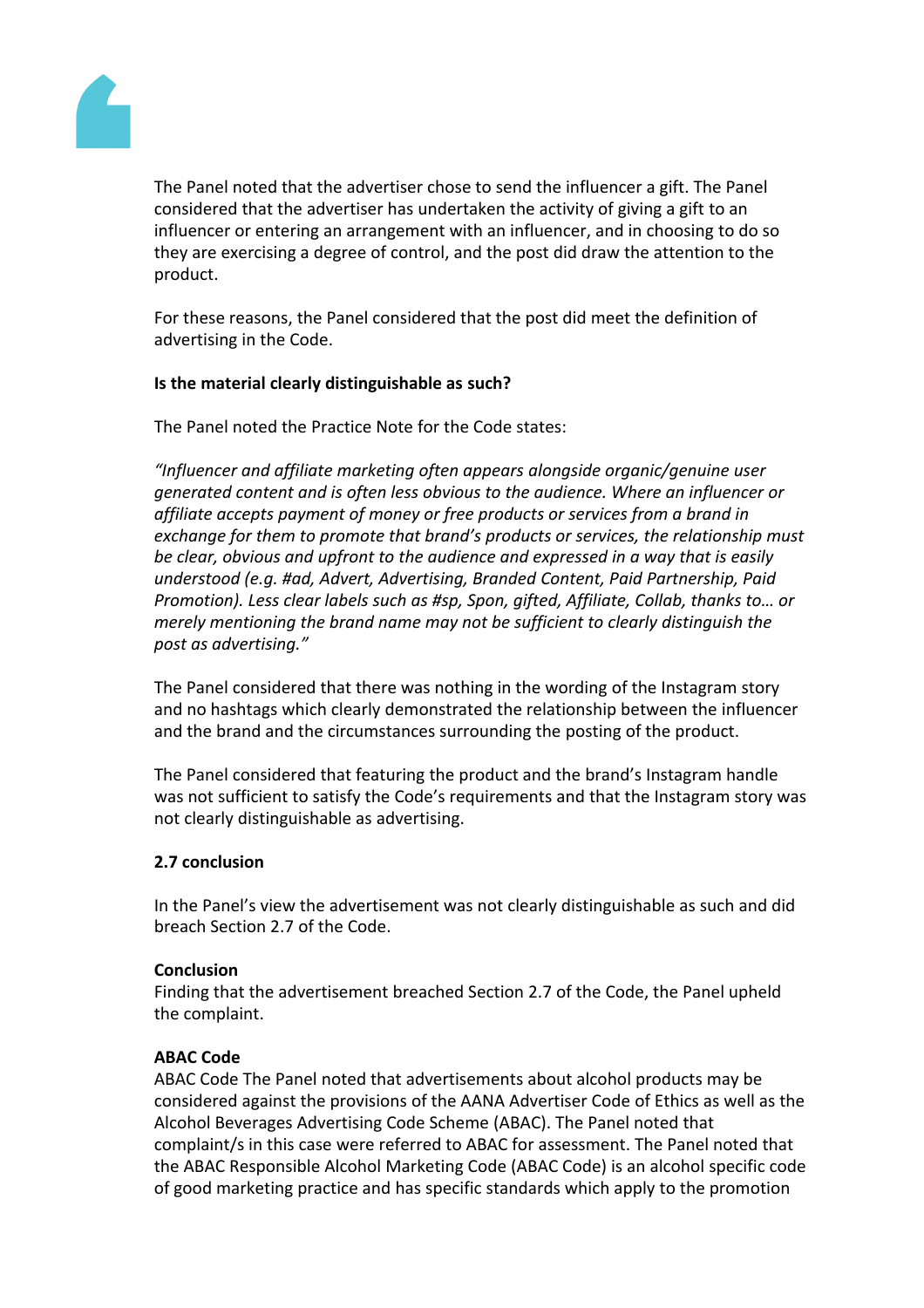The Panel noted that the advertiser chose to send the influencer a gift. The Panel considered that the advertiser has undertaken the activity of giving a gift to an influencer or entering an arrangement with an influencer, and in choosing to do so they are exercising a degree of control, and the post did draw the attention to the product.

For these reasons, the Panel considered that the post did meet the definition of advertising in the Code.

**Is the material clearly distinguishable as such?**

The Panel noted the Practice Note for the Code states:

*"Influencer and affiliate marketing often appears alongside organic/genuine user generated content and is often less obvious to the audience. Where an influencer or affiliate accepts payment of money or free products or services from a brand in exchange for them to promote that brand's products or services, the relationship must be clear, obvious and upfront to the audience and expressed in a way that is easily understood (e.g. #ad, Advert, Advertising, Branded Content, Paid Partnership, Paid Promotion). Less clear labels such as #sp, Spon, gifted, Affiliate, Collab, thanks to… or merely mentioning the brand name may not be sufficient to clearly distinguish the post as advertising."*

The Panel considered that there was nothing in the wording of the Instagram story and no hashtags which clearly demonstrated the relationship between the influencer and the brand and the circumstances surrounding the posting of the product.

The Panel considered that featuring the product and the brand's Instagram handle was not sufficient to satisfy the Code's requirements and that the Instagram story was not clearly distinguishable as advertising.

**2.7 conclusion**

In the Panel's view the advertisement was not clearly distinguishable as such and did breach Section 2.7 of the Code.

**Conclusion**
Finding that the advertisement breached Section 2.7 of the Code, the Panel upheld the complaint.

**ABAC Code**
ABAC Code The Panel noted that advertisements about alcohol products may be considered against the provisions of the AANA Advertiser Code of Ethics as well as the Alcohol Beverages Advertising Code Scheme (ABAC). The Panel noted that complaint/s in this case were referred to ABAC for assessment. The Panel noted that the ABAC Responsible Alcohol Marketing Code (ABAC Code) is an alcohol specific code of good marketing practice and has specific standards which apply to the promotion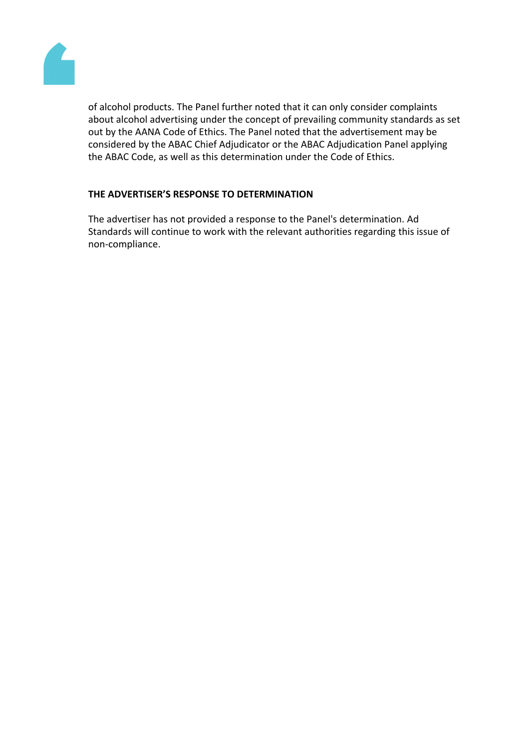of alcohol products. The Panel further noted that it can only consider complaints about alcohol advertising under the concept of prevailing community standards as set out by the AANA Code of Ethics. The Panel noted that the advertisement may be considered by the ABAC Chief Adjudicator or the ABAC Adjudication Panel applying the ABAC Code, as well as this determination under the Code of Ethics.

**THE ADVERTISER'S RESPONSE TO DETERMINATION**

The advertiser has not provided a response to the Panel's determination. Ad Standards will continue to work with the relevant authorities regarding this issue of non-compliance.